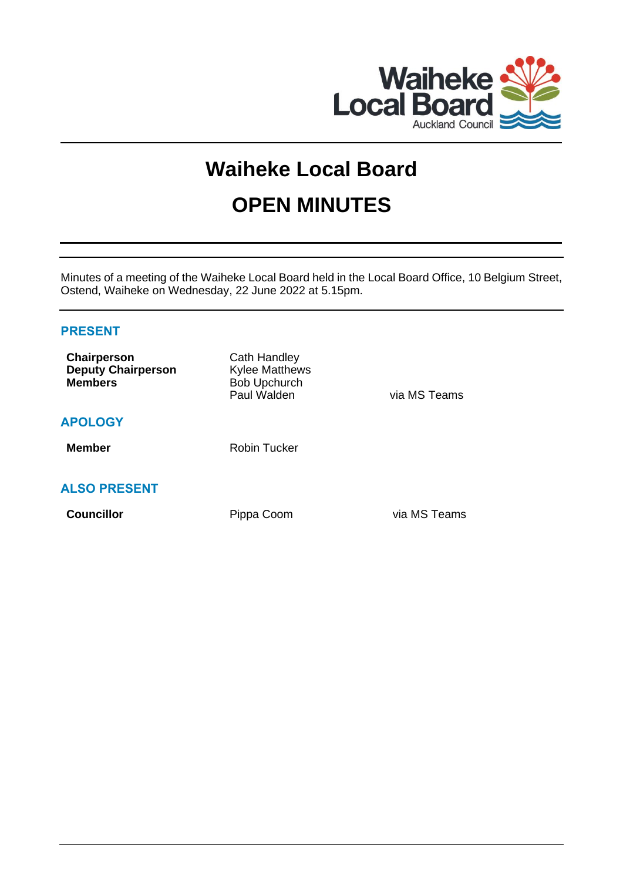# Waiheke Local Board

# OPEN MINUTES

Minutes of a meeting of the Waiheke Local Board held in the Local Board Office, 10 Belgium Street, Ostend, Waiheke on Wednesday, 22 June 2022 at 5.15pm.

## PRESENT

| | | |
|---|---|---|
| **Chairperson** | Cath Handley | |
| **Deputy Chairperson** | Kylee Matthews | |
| **Members** | Bob Upchurch | |
| | Paul Walden | via MS Teams |

## APOLOGY

| | |
|---|---|
| **Member** | Robin Tucker |

## ALSO PRESENT

| | | |
|---|---|---|
| **Councillor** | Pippa Coom | via MS Teams |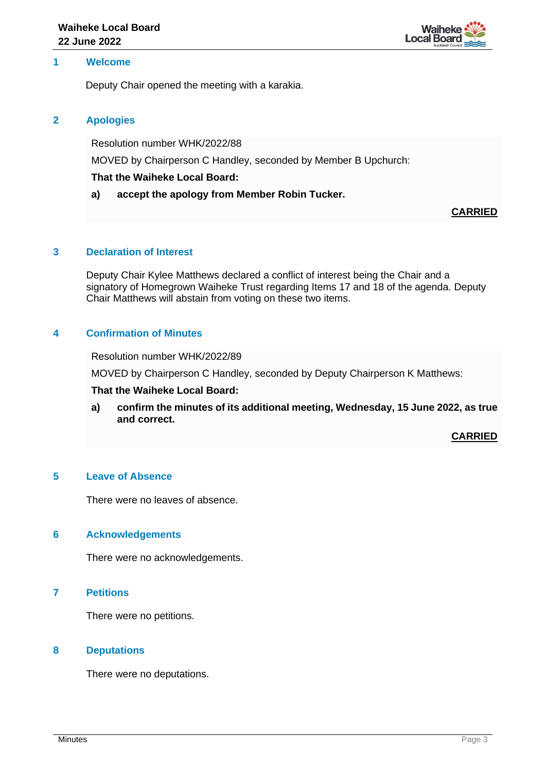## 1 Welcome

Deputy Chair opened the meeting with a karakia.

## 2 Apologies

Resolution number WHK/2022/88

MOVED by Chairperson C Handley, seconded by Member B Upchurch:

**That the Waiheke Local Board:**

**a) accept the apology from Member Robin Tucker.**

**CARRIED**

## 3 Declaration of Interest

Deputy Chair Kylee Matthews declared a conflict of interest being the Chair and a signatory of Homegrown Waiheke Trust regarding Items 17 and 18 of the agenda. Deputy Chair Matthews will abstain from voting on these two items.

## 4 Confirmation of Minutes

Resolution number WHK/2022/89

MOVED by Chairperson C Handley, seconded by Deputy Chairperson K Matthews:

**That the Waiheke Local Board:**

**a) confirm the minutes of its additional meeting, Wednesday, 15 June 2022, as true and correct.**

**CARRIED**

## 5 Leave of Absence

There were no leaves of absence.

## 6 Acknowledgements

There were no acknowledgements.

## 7 Petitions

There were no petitions.

## 8 Deputations

There were no deputations.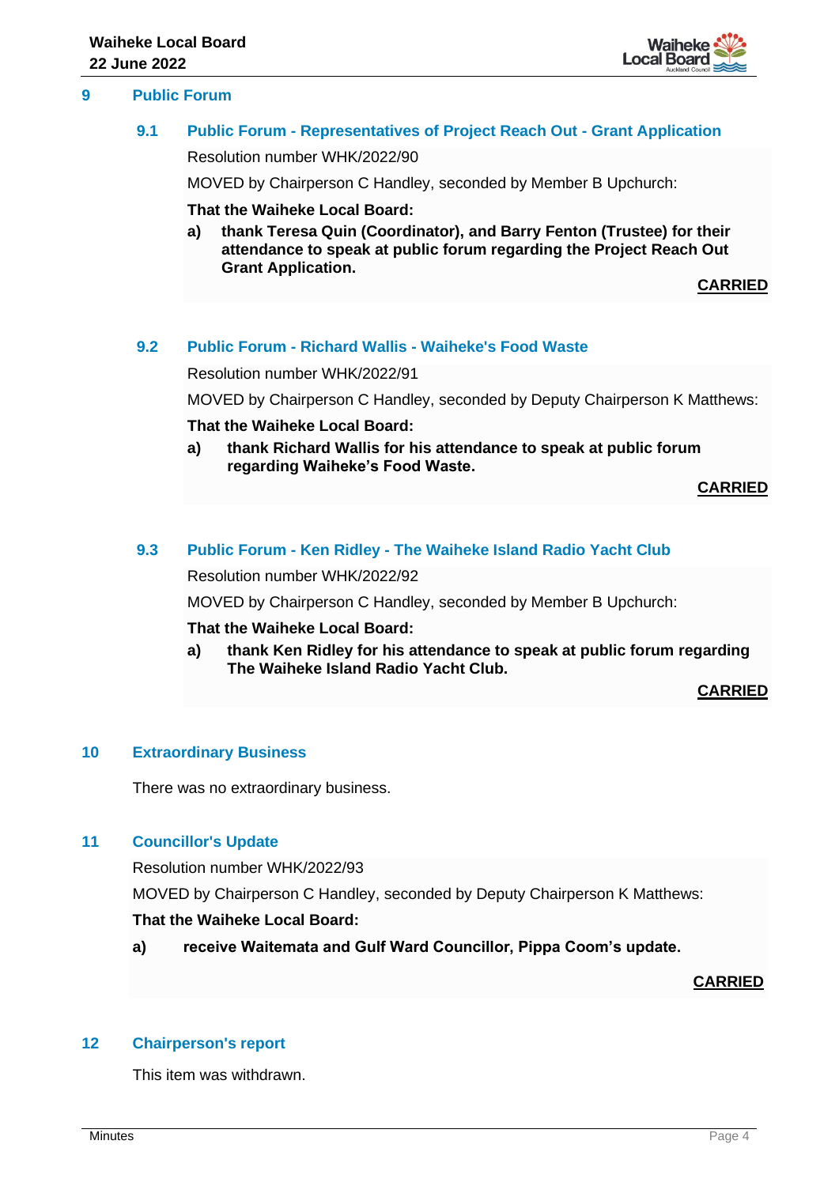## 9 Public Forum

### 9.1 Public Forum - Representatives of Project Reach Out - Grant Application

Resolution number WHK/2022/90

MOVED by Chairperson C Handley, seconded by Member B Upchurch:

**That the Waiheke Local Board:**

**a) thank Teresa Quin (Coordinator), and Barry Fenton (Trustee) for their attendance to speak at public forum regarding the Project Reach Out Grant Application.**

**CARRIED**

### 9.2 Public Forum - Richard Wallis - Waiheke's Food Waste

Resolution number WHK/2022/91

MOVED by Chairperson C Handley, seconded by Deputy Chairperson K Matthews:

**That the Waiheke Local Board:**

**a) thank Richard Wallis for his attendance to speak at public forum regarding Waiheke's Food Waste.**

**CARRIED**

### 9.3 Public Forum - Ken Ridley - The Waiheke Island Radio Yacht Club

Resolution number WHK/2022/92

MOVED by Chairperson C Handley, seconded by Member B Upchurch:

**That the Waiheke Local Board:**

**a) thank Ken Ridley for his attendance to speak at public forum regarding The Waiheke Island Radio Yacht Club.**

**CARRIED**

## 10 Extraordinary Business

There was no extraordinary business.

## 11 Councillor's Update

Resolution number WHK/2022/93

MOVED by Chairperson C Handley, seconded by Deputy Chairperson K Matthews:

**That the Waiheke Local Board:**

**a) receive Waitemata and Gulf Ward Councillor, Pippa Coom's update.**

**CARRIED**

## 12 Chairperson's report

This item was withdrawn.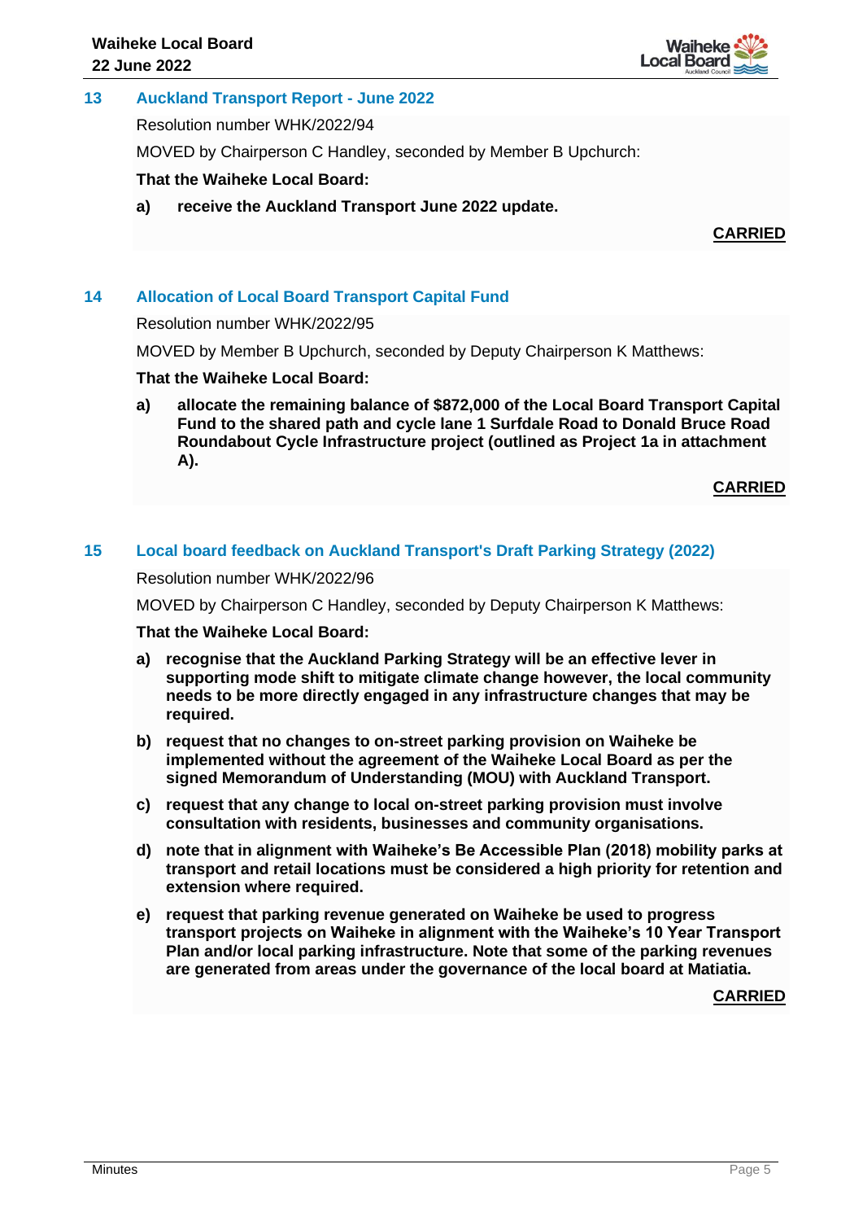## 13 Auckland Transport Report - June 2022

Resolution number WHK/2022/94

MOVED by Chairperson C Handley, seconded by Member B Upchurch:

**That the Waiheke Local Board:**

**a) receive the Auckland Transport June 2022 update.**

**CARRIED**

## 14 Allocation of Local Board Transport Capital Fund

Resolution number WHK/2022/95

MOVED by Member B Upchurch, seconded by Deputy Chairperson K Matthews:

**That the Waiheke Local Board:**

**a) allocate the remaining balance of $872,000 of the Local Board Transport Capital Fund to the shared path and cycle lane 1 Surfdale Road to Donald Bruce Road Roundabout Cycle Infrastructure project (outlined as Project 1a in attachment A).**

**CARRIED**

## 15 Local board feedback on Auckland Transport's Draft Parking Strategy (2022)

Resolution number WHK/2022/96

MOVED by Chairperson C Handley, seconded by Deputy Chairperson K Matthews:

**That the Waiheke Local Board:**

**a) recognise that the Auckland Parking Strategy will be an effective lever in supporting mode shift to mitigate climate change however, the local community needs to be more directly engaged in any infrastructure changes that may be required.**

**b) request that no changes to on-street parking provision on Waiheke be implemented without the agreement of the Waiheke Local Board as per the signed Memorandum of Understanding (MOU) with Auckland Transport.**

**c) request that any change to local on-street parking provision must involve consultation with residents, businesses and community organisations.**

**d) note that in alignment with Waiheke's Be Accessible Plan (2018) mobility parks at transport and retail locations must be considered a high priority for retention and extension where required.**

**e) request that parking revenue generated on Waiheke be used to progress transport projects on Waiheke in alignment with the Waiheke's 10 Year Transport Plan and/or local parking infrastructure. Note that some of the parking revenues are generated from areas under the governance of the local board at Matiatia.**

**CARRIED**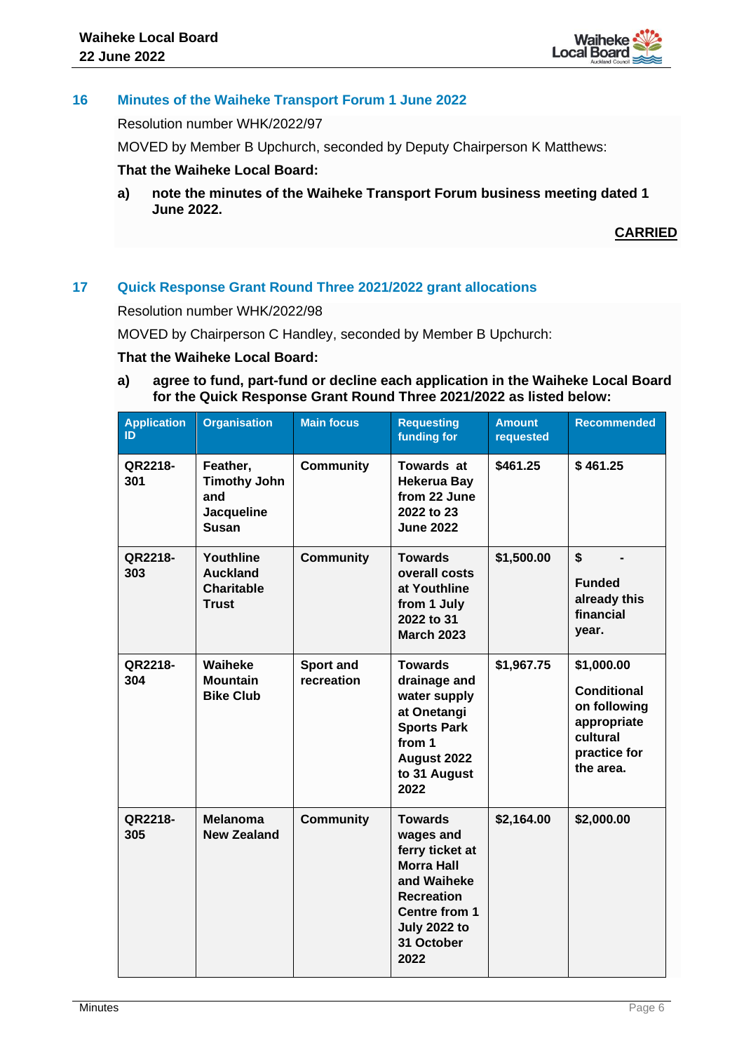## 16 Minutes of the Waiheke Transport Forum 1 June 2022

Resolution number WHK/2022/97

MOVED by Member B Upchurch, seconded by Deputy Chairperson K Matthews:

**That the Waiheke Local Board:**

**a) note the minutes of the Waiheke Transport Forum business meeting dated 1 June 2022.**

**CARRIED**

## 17 Quick Response Grant Round Three 2021/2022 grant allocations

Resolution number WHK/2022/98

MOVED by Chairperson C Handley, seconded by Member B Upchurch:

**That the Waiheke Local Board:**

**a) agree to fund, part-fund or decline each application in the Waiheke Local Board for the Quick Response Grant Round Three 2021/2022 as listed below:**

| Application ID | Organisation | Main focus | Requesting funding for | Amount requested | Recommended |
|---|---|---|---|---|---|
| **QR2218-301** | **Feather, Timothy John and Jacqueline Susan** | **Community** | **Towards at Hekerua Bay from 22 June 2022 to 23 June 2022** | **$461.25** | **$ 461.25** |
| **QR2218-303** | **Youthline Auckland Charitable Trust** | **Community** | **Towards overall costs at Youthline from 1 July 2022 to 31 March 2023** | **$1,500.00** | **$ -** **Funded already this financial year.** |
| **QR2218-304** | **Waiheke Mountain Bike Club** | **Sport and recreation** | **Towards drainage and water supply at Onetangi Sports Park from 1 August 2022 to 31 August 2022** | **$1,967.75** | **$1,000.00** **Conditional on following appropriate cultural practice for the area.** |
| **QR2218-305** | **Melanoma New Zealand** | **Community** | **Towards wages and ferry ticket at Morra Hall and Waiheke Recreation Centre from 1 July 2022 to 31 October 2022** | **$2,164.00** | **$2,000.00** |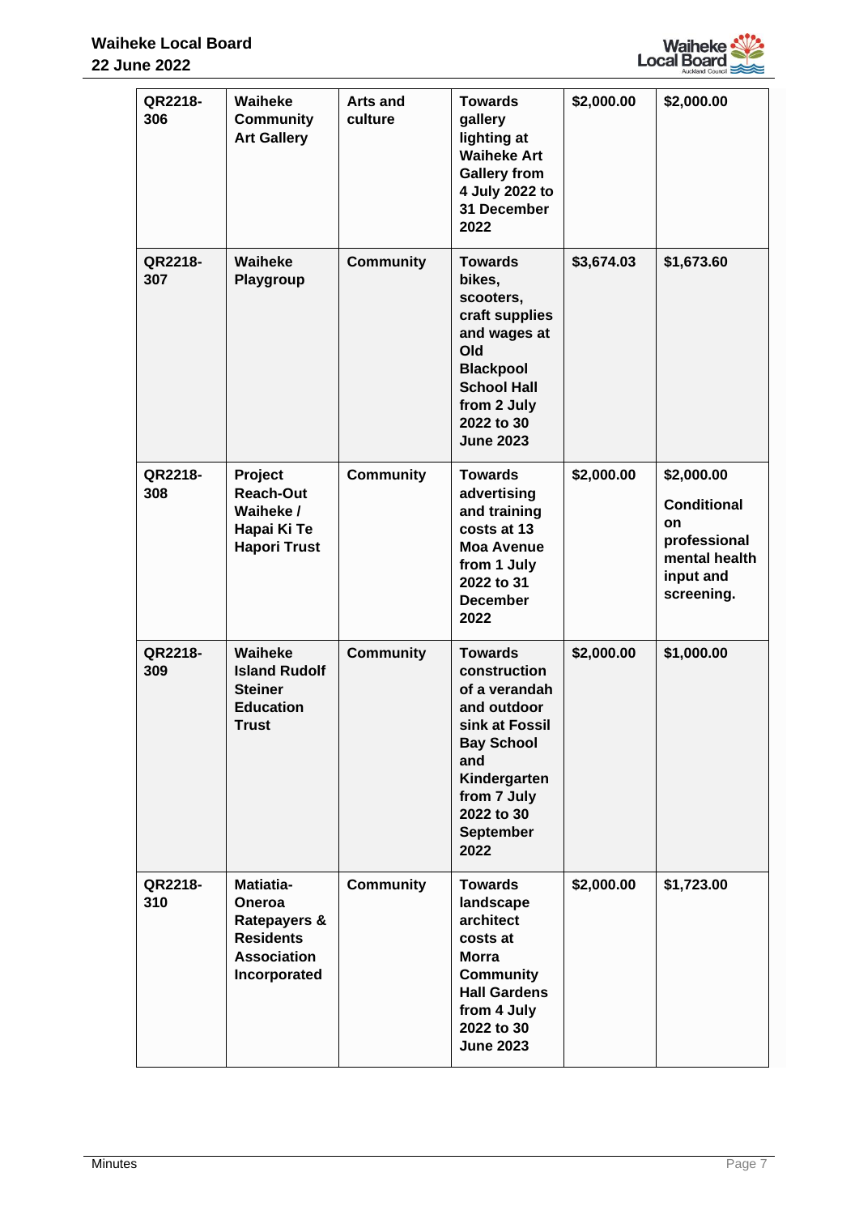| QR2218-306 | Waiheke Community Art Gallery | Arts and culture | Towards gallery lighting at Waiheke Art Gallery from 4 July 2022 to 31 December 2022 | $2,000.00 | $2,000.00 |
|---|---|---|---|---|---|
| QR2218-307 | Waiheke Playgroup | Community | Towards bikes, scooters, craft supplies and wages at Old Blackpool School Hall from 2 July 2022 to 30 June 2023 | $3,674.03 | $1,673.60 |
| QR2218-308 | Project Reach-Out Waiheke / Hapai Ki Te Hapori Trust | Community | Towards advertising and training costs at 13 Moa Avenue from 1 July 2022 to 31 December 2022 | $2,000.00 | $2,000.00 Conditional on professional mental health input and screening. |
| QR2218-309 | Waiheke Island Rudolf Steiner Education Trust | Community | Towards construction of a verandah and outdoor sink at Fossil Bay School and Kindergarten from 7 July 2022 to 30 September 2022 | $2,000.00 | $1,000.00 |
| QR2218-310 | Matiatia-Oneroa Ratepayers & Residents Association Incorporated | Community | Towards landscape architect costs at Morra Community Hall Gardens from 4 July 2022 to 30 June 2023 | $2,000.00 | $1,723.00 |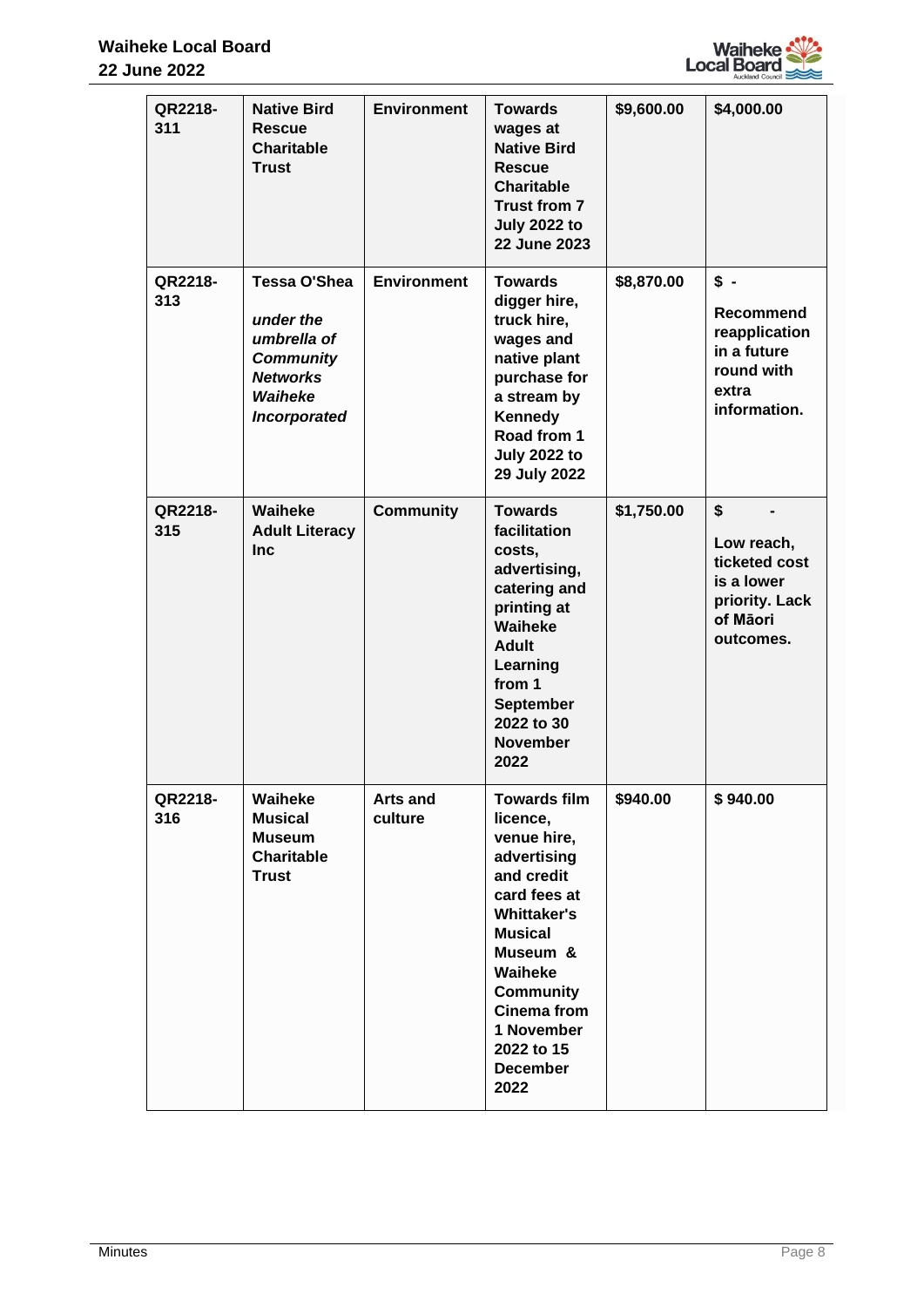| | | | | | |
|---|---|---|---|---|---|
| **QR2218-311** | **Native Bird Rescue Charitable Trust** | **Environment** | **Towards wages at Native Bird Rescue Charitable Trust from 7 July 2022 to 22 June 2023** | **$9,600.00** | **$4,000.00** |
| **QR2218-313** | **Tessa O'Shea** ***under the umbrella of Community Networks Waiheke Incorporated*** | **Environment** | **Towards digger hire, truck hire, wages and native plant purchase for a stream by Kennedy Road from 1 July 2022 to 29 July 2022** | **$8,870.00** | **$ -** **Recommend reapplication in a future round with extra information.** |
| **QR2218-315** | **Waiheke Adult Literacy Inc** | **Community** | **Towards facilitation costs, advertising, catering and printing at Waiheke Adult Learning from 1 September 2022 to 30 November 2022** | **$1,750.00** | **$ -** **Low reach, ticketed cost is a lower priority. Lack of Māori outcomes.** |
| **QR2218-316** | **Waiheke Musical Museum Charitable Trust** | **Arts and culture** | **Towards film licence, venue hire, advertising and credit card fees at Whittaker's Musical Museum & Waiheke Community Cinema from 1 November 2022 to 15 December 2022** | **$940.00** | **$ 940.00** |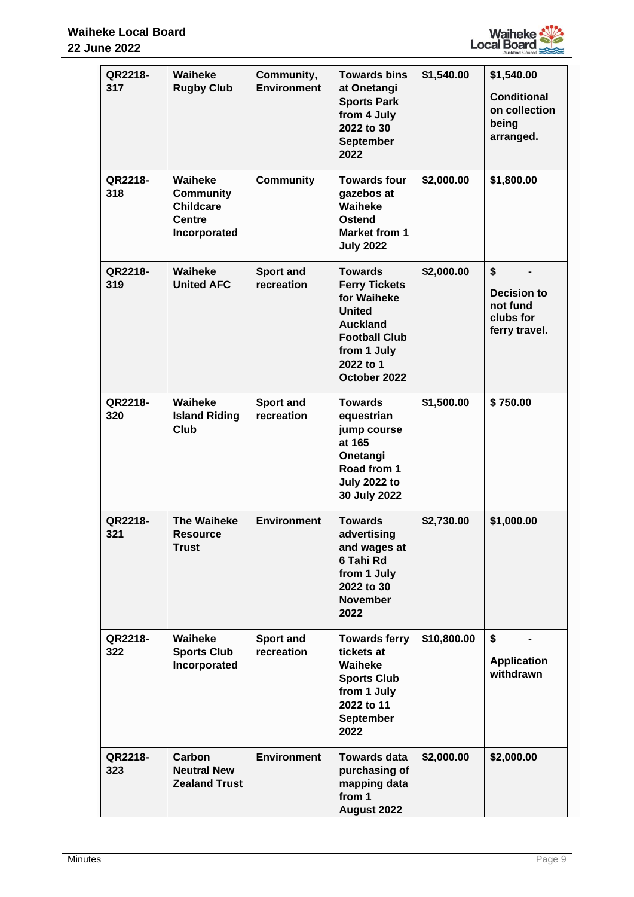| QR2218-317 | Waiheke Rugby Club | Community, Environment | Towards bins at Onetangi Sports Park from 4 July 2022 to 30 September 2022 | $1,540.00 | $1,540.00 Conditional on collection being arranged. |
|---|---|---|---|---|---|
| QR2218-318 | Waiheke Community Childcare Centre Incorporated | Community | Towards four gazebos at Waiheke Ostend Market from 1 July 2022 | $2,000.00 | $1,800.00 |
| QR2218-319 | Waiheke United AFC | Sport and recreation | Towards Ferry Tickets for Waiheke United Auckland Football Club from 1 July 2022 to 1 October 2022 | $2,000.00 | $ - Decision to not fund clubs for ferry travel. |
| QR2218-320 | Waiheke Island Riding Club | Sport and recreation | Towards equestrian jump course at 165 Onetangi Road from 1 July 2022 to 30 July 2022 | $1,500.00 | $ 750.00 |
| QR2218-321 | The Waiheke Resource Trust | Environment | Towards advertising and wages at 6 Tahi Rd from 1 July 2022 to 30 November 2022 | $2,730.00 | $1,000.00 |
| QR2218-322 | Waiheke Sports Club Incorporated | Sport and recreation | Towards ferry tickets at Waiheke Sports Club from 1 July 2022 to 11 September 2022 | $10,800.00 | $ - Application withdrawn |
| QR2218-323 | Carbon Neutral New Zealand Trust | Environment | Towards data purchasing of mapping data from 1 August 2022 | $2,000.00 | $2,000.00 |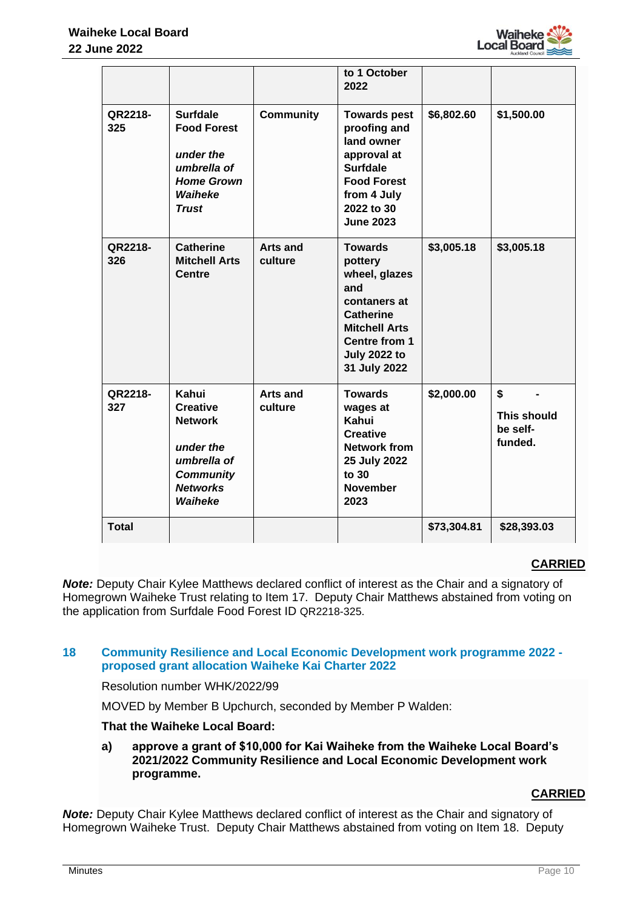| | | | to 1 October 2022 | | |
|---|---|---|---|---|---|
| QR2218-325 | Surfdale Food Forest *under the umbrella of Home Grown Waiheke Trust* | Community | Towards pest proofing and land owner approval at Surfdale Food Forest from 4 July 2022 to 30 June 2023 | $6,802.60 | $1,500.00 |
| QR2218-326 | Catherine Mitchell Arts Centre | Arts and culture | Towards pottery wheel, glazes and contaners at Catherine Mitchell Arts Centre from 1 July 2022 to 31 July 2022 | $3,005.18 | $3,005.18 |
| QR2218-327 | Kahui Creative Network *under the umbrella of Community Networks Waiheke* | Arts and culture | Towards wages at Kahui Creative Network from 25 July 2022 to 30 November 2023 | $2,000.00 | $ - This should be self-funded. |
| Total | | | | $73,304.81 | $28,393.03 |

**CARRIED**

***Note:*** Deputy Chair Kylee Matthews declared conflict of interest as the Chair and a signatory of Homegrown Waiheke Trust relating to Item 17. Deputy Chair Matthews abstained from voting on the application from Surfdale Food Forest ID QR2218-325.

## 18 Community Resilience and Local Economic Development work programme 2022 - proposed grant allocation Waiheke Kai Charter 2022

Resolution number WHK/2022/99

MOVED by Member B Upchurch, seconded by Member P Walden:

**That the Waiheke Local Board:**

**a) approve a grant of $10,000 for Kai Waiheke from the Waiheke Local Board's 2021/2022 Community Resilience and Local Economic Development work programme.**

**CARRIED**

***Note:*** Deputy Chair Kylee Matthews declared conflict of interest as the Chair and signatory of Homegrown Waiheke Trust. Deputy Chair Matthews abstained from voting on Item 18. Deputy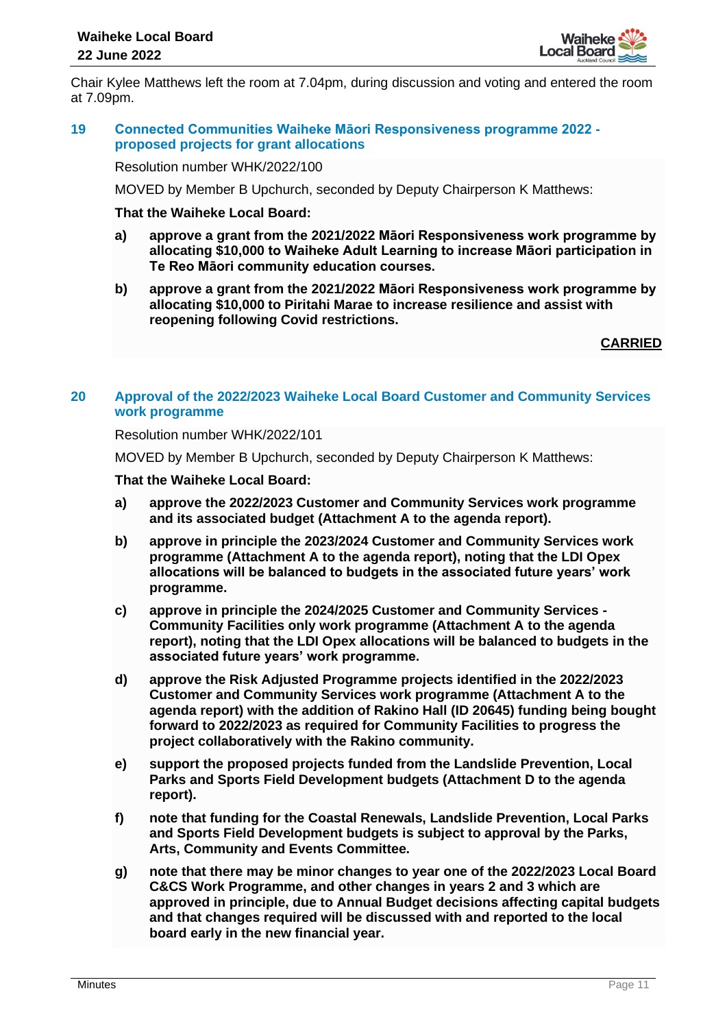Chair Kylee Matthews left the room at 7.04pm, during discussion and voting and entered the room at 7.09pm.

## 19 Connected Communities Waiheke Māori Responsiveness programme 2022 - proposed projects for grant allocations

Resolution number WHK/2022/100

MOVED by Member B Upchurch, seconded by Deputy Chairperson K Matthews:

**That the Waiheke Local Board:**

**a) approve a grant from the 2021/2022 Māori Responsiveness work programme by allocating $10,000 to Waiheke Adult Learning to increase Māori participation in Te Reo Māori community education courses.**

**b) approve a grant from the 2021/2022 Māori Responsiveness work programme by allocating $10,000 to Piritahi Marae to increase resilience and assist with reopening following Covid restrictions.**

**CARRIED**

## 20 Approval of the 2022/2023 Waiheke Local Board Customer and Community Services work programme

Resolution number WHK/2022/101

MOVED by Member B Upchurch, seconded by Deputy Chairperson K Matthews:

**That the Waiheke Local Board:**

**a) approve the 2022/2023 Customer and Community Services work programme and its associated budget (Attachment A to the agenda report).**

**b) approve in principle the 2023/2024 Customer and Community Services work programme (Attachment A to the agenda report), noting that the LDI Opex allocations will be balanced to budgets in the associated future years' work programme.**

**c) approve in principle the 2024/2025 Customer and Community Services - Community Facilities only work programme (Attachment A to the agenda report), noting that the LDI Opex allocations will be balanced to budgets in the associated future years' work programme.**

**d) approve the Risk Adjusted Programme projects identified in the 2022/2023 Customer and Community Services work programme (Attachment A to the agenda report) with the addition of Rakino Hall (ID 20645) funding being bought forward to 2022/2023 as required for Community Facilities to progress the project collaboratively with the Rakino community.**

**e) support the proposed projects funded from the Landslide Prevention, Local Parks and Sports Field Development budgets (Attachment D to the agenda report).**

**f) note that funding for the Coastal Renewals, Landslide Prevention, Local Parks and Sports Field Development budgets is subject to approval by the Parks, Arts, Community and Events Committee.**

**g) note that there may be minor changes to year one of the 2022/2023 Local Board C&CS Work Programme, and other changes in years 2 and 3 which are approved in principle, due to Annual Budget decisions affecting capital budgets and that changes required will be discussed with and reported to the local board early in the new financial year.**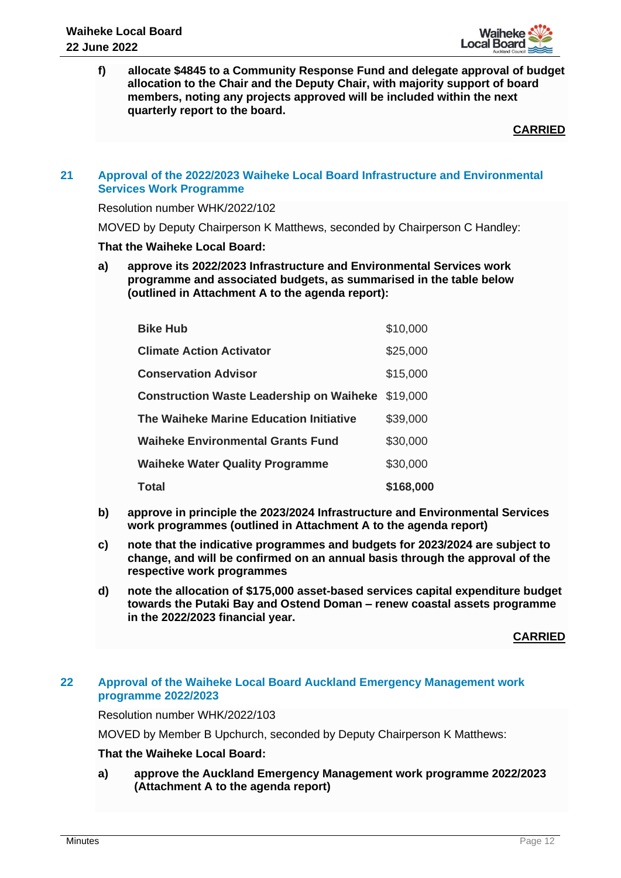f) **allocate $4845 to a Community Response Fund and delegate approval of budget allocation to the Chair and the Deputy Chair, with majority support of board members, noting any projects approved will be included within the next quarterly report to the board.**

**CARRIED**

## 21 Approval of the 2022/2023 Waiheke Local Board Infrastructure and Environmental Services Work Programme

Resolution number WHK/2022/102

MOVED by Deputy Chairperson K Matthews, seconded by Chairperson C Handley:

**That the Waiheke Local Board:**

a) **approve its 2022/2023 Infrastructure and Environmental Services work programme and associated budgets, as summarised in the table below (outlined in Attachment A to the agenda report):**

| | |
|---|---|
| **Bike Hub** | $10,000 |
| **Climate Action Activator** | $25,000 |
| **Conservation Advisor** | $15,000 |
| **Construction Waste Leadership on Waiheke** | $19,000 |
| **The Waiheke Marine Education Initiative** | $39,000 |
| **Waiheke Environmental Grants Fund** | $30,000 |
| **Waiheke Water Quality Programme** | $30,000 |
| **Total** | **$168,000** |

b) **approve in principle the 2023/2024 Infrastructure and Environmental Services work programmes (outlined in Attachment A to the agenda report)**

c) **note that the indicative programmes and budgets for 2023/2024 are subject to change, and will be confirmed on an annual basis through the approval of the respective work programmes**

d) **note the allocation of $175,000 asset-based services capital expenditure budget towards the Putaki Bay and Ostend Doman – renew coastal assets programme in the 2022/2023 financial year.**

**CARRIED**

## 22 Approval of the Waiheke Local Board Auckland Emergency Management work programme 2022/2023

Resolution number WHK/2022/103

MOVED by Member B Upchurch, seconded by Deputy Chairperson K Matthews:

**That the Waiheke Local Board:**

a) **approve the Auckland Emergency Management work programme 2022/2023 (Attachment A to the agenda report)**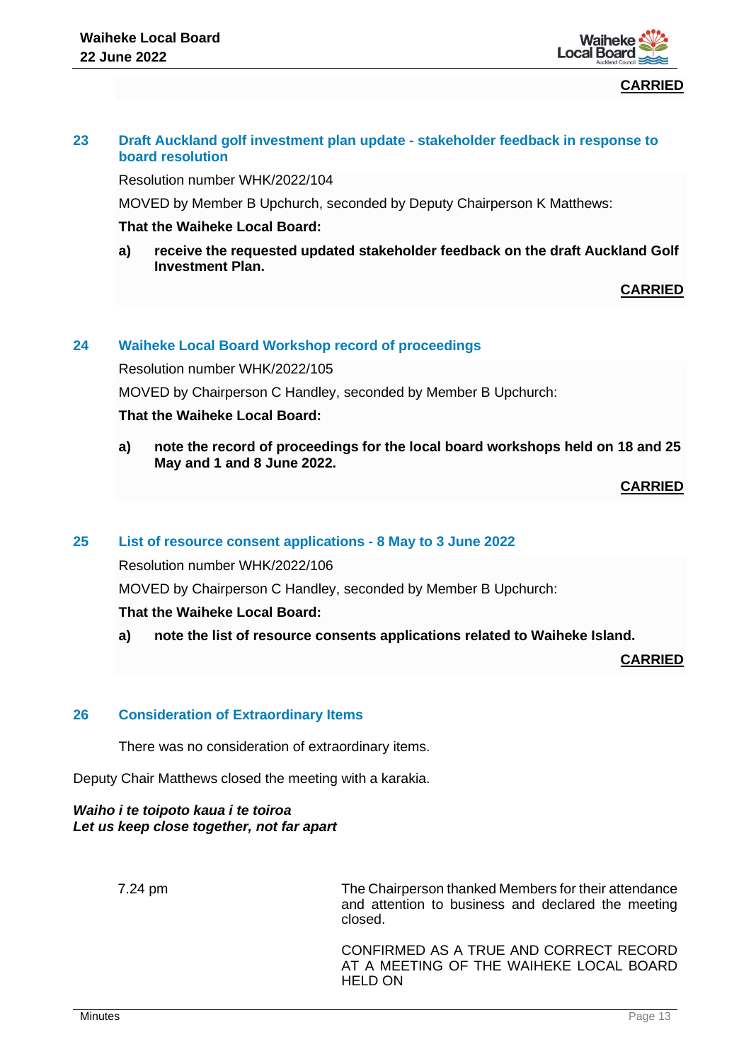**CARRIED**

## 23 Draft Auckland golf investment plan update - stakeholder feedback in response to board resolution

Resolution number WHK/2022/104

MOVED by Member B Upchurch, seconded by Deputy Chairperson K Matthews:

**That the Waiheke Local Board:**

**a) receive the requested updated stakeholder feedback on the draft Auckland Golf Investment Plan.**

**CARRIED**

## 24 Waiheke Local Board Workshop record of proceedings

Resolution number WHK/2022/105

MOVED by Chairperson C Handley, seconded by Member B Upchurch:

**That the Waiheke Local Board:**

**a) note the record of proceedings for the local board workshops held on 18 and 25 May and 1 and 8 June 2022.**

**CARRIED**

## 25 List of resource consent applications - 8 May to 3 June 2022

Resolution number WHK/2022/106

MOVED by Chairperson C Handley, seconded by Member B Upchurch:

**That the Waiheke Local Board:**

**a) note the list of resource consents applications related to Waiheke Island.**

**CARRIED**

## 26 Consideration of Extraordinary Items

There was no consideration of extraordinary items.

Deputy Chair Matthews closed the meeting with a karakia.

***Waiho i te toipoto kaua i te toiroa***
***Let us keep close together, not far apart***

7.24 pm

The Chairperson thanked Members for their attendance and attention to business and declared the meeting closed.

CONFIRMED AS A TRUE AND CORRECT RECORD AT A MEETING OF THE WAIHEKE LOCAL BOARD HELD ON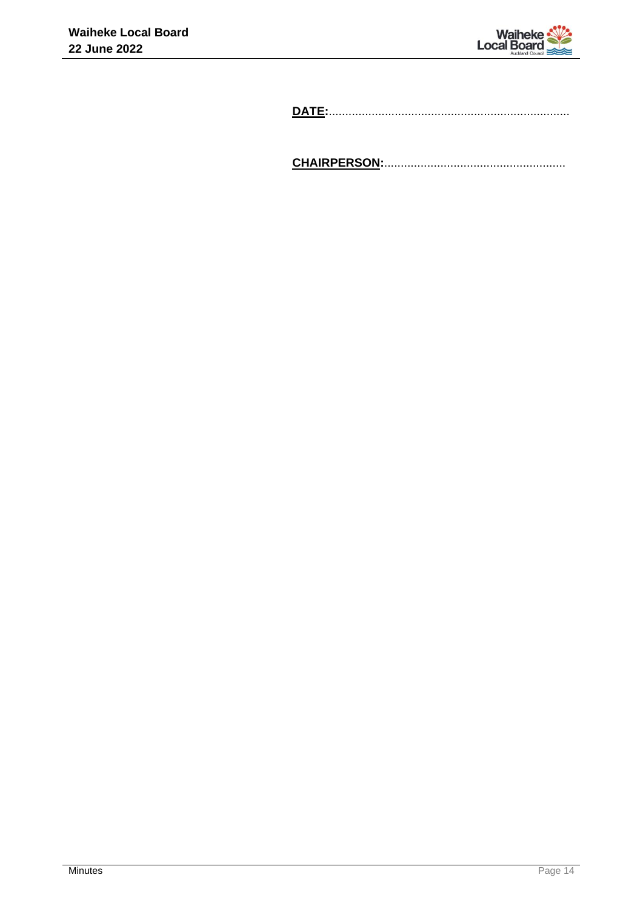**DATE:**.........................................................................

**CHAIRPERSON:**.......................................................